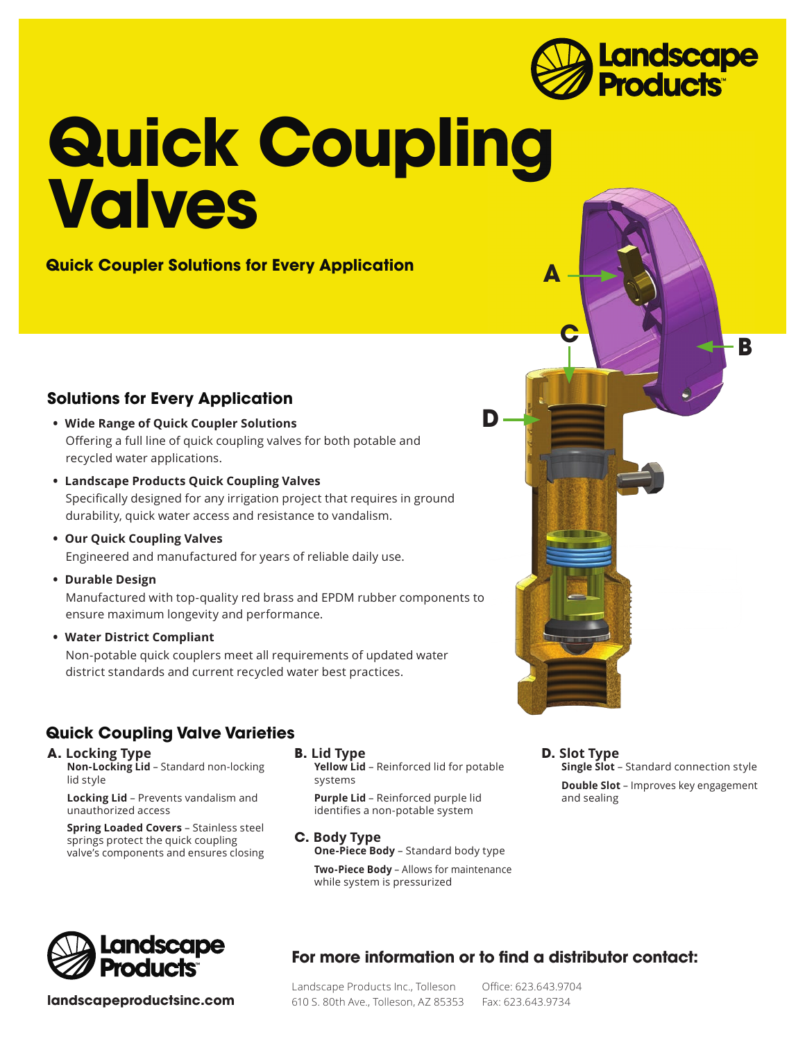Landscape Products

# Quick Coupling Valves

**Quick Coupler Solutions for Every Application**

## Solutions for Every Application

- **Wide Range of Quick Coupler Solutions**
  Offering a full line of quick coupling valves for both potable and recycled water applications.
- **Landscape Products Quick Coupling Valves**
  Specifically designed for any irrigation project that requires in ground durability, quick water access and resistance to vandalism.
- **Our Quick Coupling Valves**
  Engineered and manufactured for years of reliable daily use.
- **Durable Design**
  Manufactured with top-quality red brass and EPDM rubber components to ensure maximum longevity and performance.
- **Water District Compliant**
  Non-potable quick couplers meet all requirements of updated water district standards and current recycled water best practices.

## Quick Coupling Valve Varieties

### A. Locking Type

**Non-Locking Lid** – Standard non-locking lid style

**Locking Lid** – Prevents vandalism and unauthorized access

**Spring Loaded Covers** – Stainless steel springs protect the quick coupling valve's components and ensures closing

### B. Lid Type

**Yellow Lid** – Reinforced lid for potable systems

**Purple Lid** – Reinforced purple lid identifies a non-potable system

### C. Body Type

**One-Piece Body** – Standard body type

**Two-Piece Body** – Allows for maintenance while system is pressurized

### D. Slot Type

**Single Slot** – Standard connection style

**Double Slot** – Improves key engagement and sealing

Landscape Products

**landscapeproductsinc.com**

## For more information or to find a distributor contact:

Landscape Products Inc., Tolleson
610 S. 80th Ave., Tolleson, AZ 85353

Office: 623.643.9704
Fax: 623.643.9734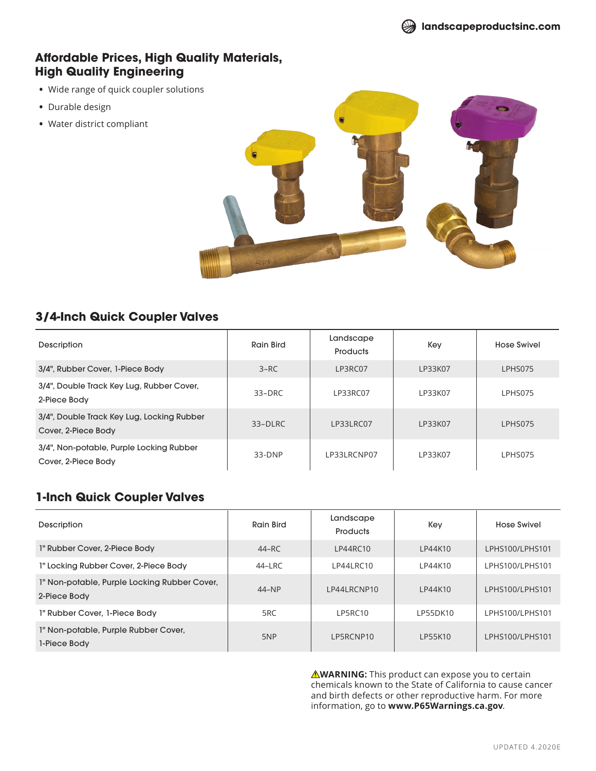## Affordable Prices, High Quality Materials, High Quality Engineering

- Wide range of quick coupler solutions
- Durable design
- Water district compliant

## 3/4-Inch Quick Coupler Valves

| Description | Rain Bird | Landscape Products | Key | Hose Swivel |
|---|---|---|---|---|
| 3/4", Rubber Cover, 1-Piece Body | 3–RC | LP3RC07 | LP33K07 | LPHS075 |
| 3/4", Double Track Key Lug, Rubber Cover, 2-Piece Body | 33–DRC | LP33RC07 | LP33K07 | LPHS075 |
| 3/4", Double Track Key Lug, Locking Rubber Cover, 2-Piece Body | 33–DLRC | LP33LRC07 | LP33K07 | LPHS075 |
| 3/4", Non-potable, Purple Locking Rubber Cover, 2-Piece Body | 33-DNP | LP33LRCNP07 | LP33K07 | LPHS075 |

## 1-Inch Quick Coupler Valves

| Description | Rain Bird | Landscape Products | Key | Hose Swivel |
|---|---|---|---|---|
| 1" Rubber Cover, 2-Piece Body | 44–RC | LP44RC10 | LP44K10 | LPHS100/LPHS101 |
| 1" Locking Rubber Cover, 2-Piece Body | 44–LRC | LP44LRC10 | LP44K10 | LPHS100/LPHS101 |
| 1" Non-potable, Purple Locking Rubber Cover, 2-Piece Body | 44–NP | LP44LRCNP10 | LP44K10 | LPHS100/LPHS101 |
| 1" Rubber Cover, 1-Piece Body | 5RC | LP5RC10 | LP55DK10 | LPHS100/LPHS101 |
| 1" Non-potable, Purple Rubber Cover, 1-Piece Body | 5NP | LP5RCNP10 | LP55K10 | LPHS100/LPHS101 |

⚠**WARNING:** This product can expose you to certain chemicals known to the State of California to cause cancer and birth defects or other reproductive harm. For more information, go to **www.P65Warnings.ca.gov**.

UPDATED 4.2020E